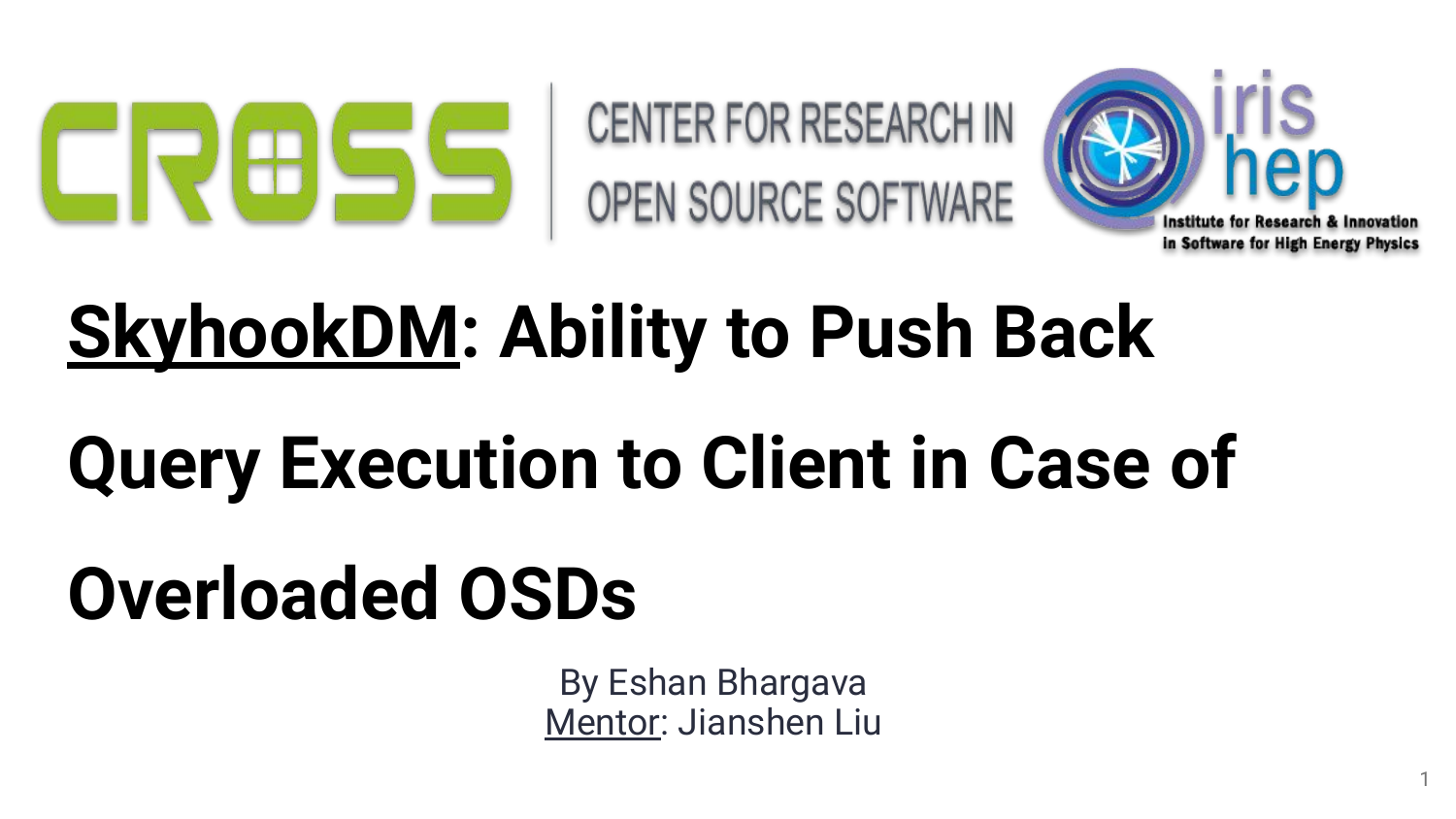CENTER FOR RESEARCH IN OPEN SOURCE SOFTWARE

Institute for Research & Innovation in Software for High Energy Physics

# SkyhookDM: Ability to Push Back Query Execution to Client in Case of Overloaded OSDs

By Eshan Bhargava

Mentor: Jianshen Liu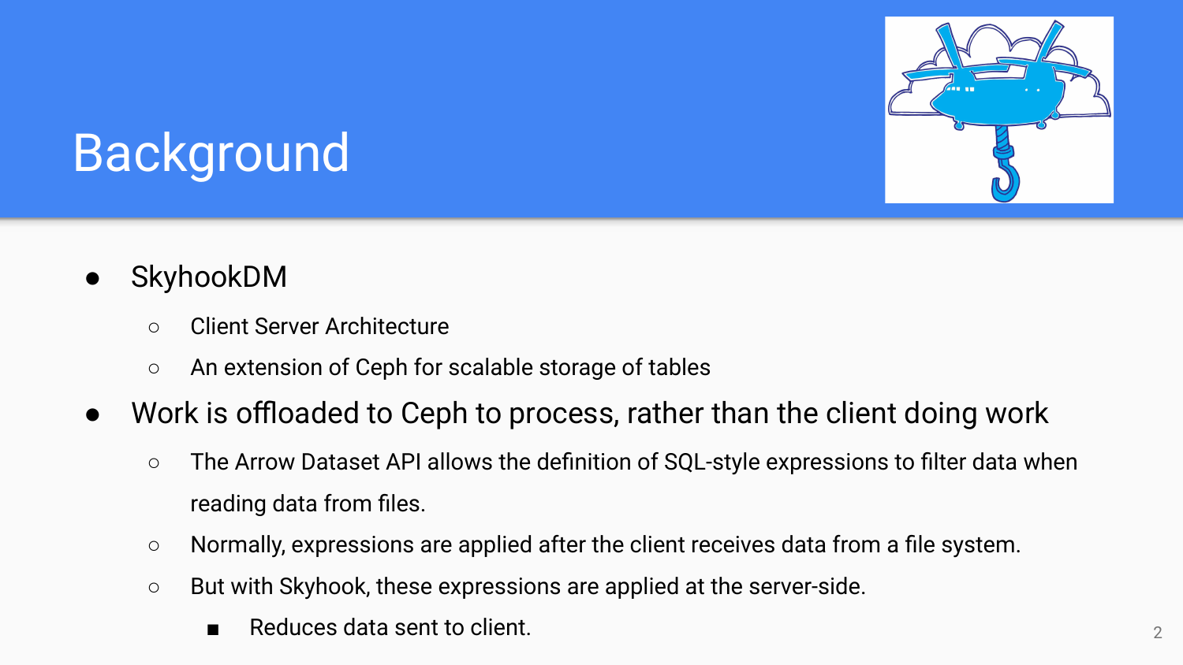# Background

- SkyhookDM
  - Client Server Architecture
  - An extension of Ceph for scalable storage of tables
- Work is offloaded to Ceph to process, rather than the client doing work
  - The Arrow Dataset API allows the definition of SQL-style expressions to filter data when reading data from files.
  - Normally, expressions are applied after the client receives data from a file system.
  - But with Skyhook, these expressions are applied at the server-side.
    - Reduces data sent to client.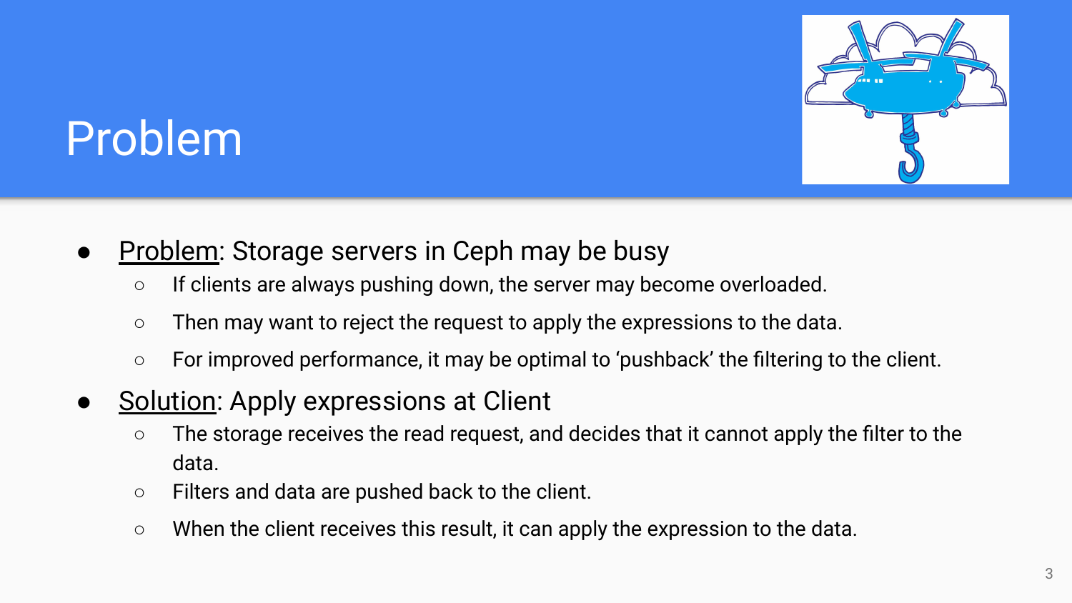# Problem

- <u>Problem</u>: Storage servers in Ceph may be busy
  - If clients are always pushing down, the server may become overloaded.
  - Then may want to reject the request to apply the expressions to the data.
  - For improved performance, it may be optimal to 'pushback' the filtering to the client.
- <u>Solution</u>: Apply expressions at Client
  - The storage receives the read request, and decides that it cannot apply the filter to the data.
  - Filters and data are pushed back to the client.
  - When the client receives this result, it can apply the expression to the data.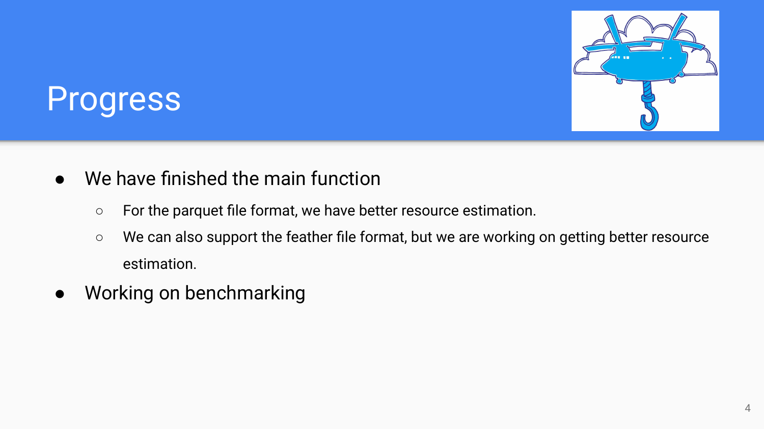# Progress

- We have finished the main function
  - For the parquet file format, we have better resource estimation.
  - We can also support the feather file format, but we are working on getting better resource estimation.
- Working on benchmarking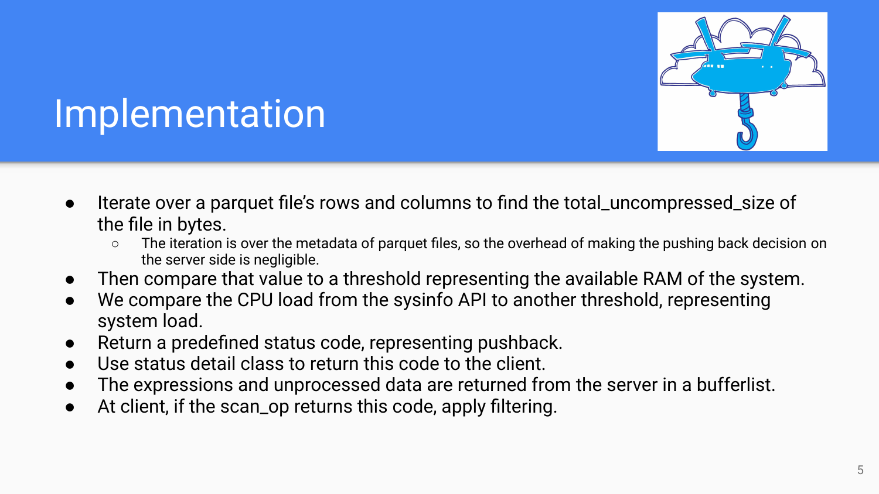# Implementation

- Iterate over a parquet file's rows and columns to find the total_uncompressed_size of the file in bytes.
  - The iteration is over the metadata of parquet files, so the overhead of making the pushing back decision on the server side is negligible.
- Then compare that value to a threshold representing the available RAM of the system.
- We compare the CPU load from the sysinfo API to another threshold, representing system load.
- Return a predefined status code, representing pushback.
- Use status detail class to return this code to the client.
- The expressions and unprocessed data are returned from the server in a bufferlist.
- At client, if the scan_op returns this code, apply filtering.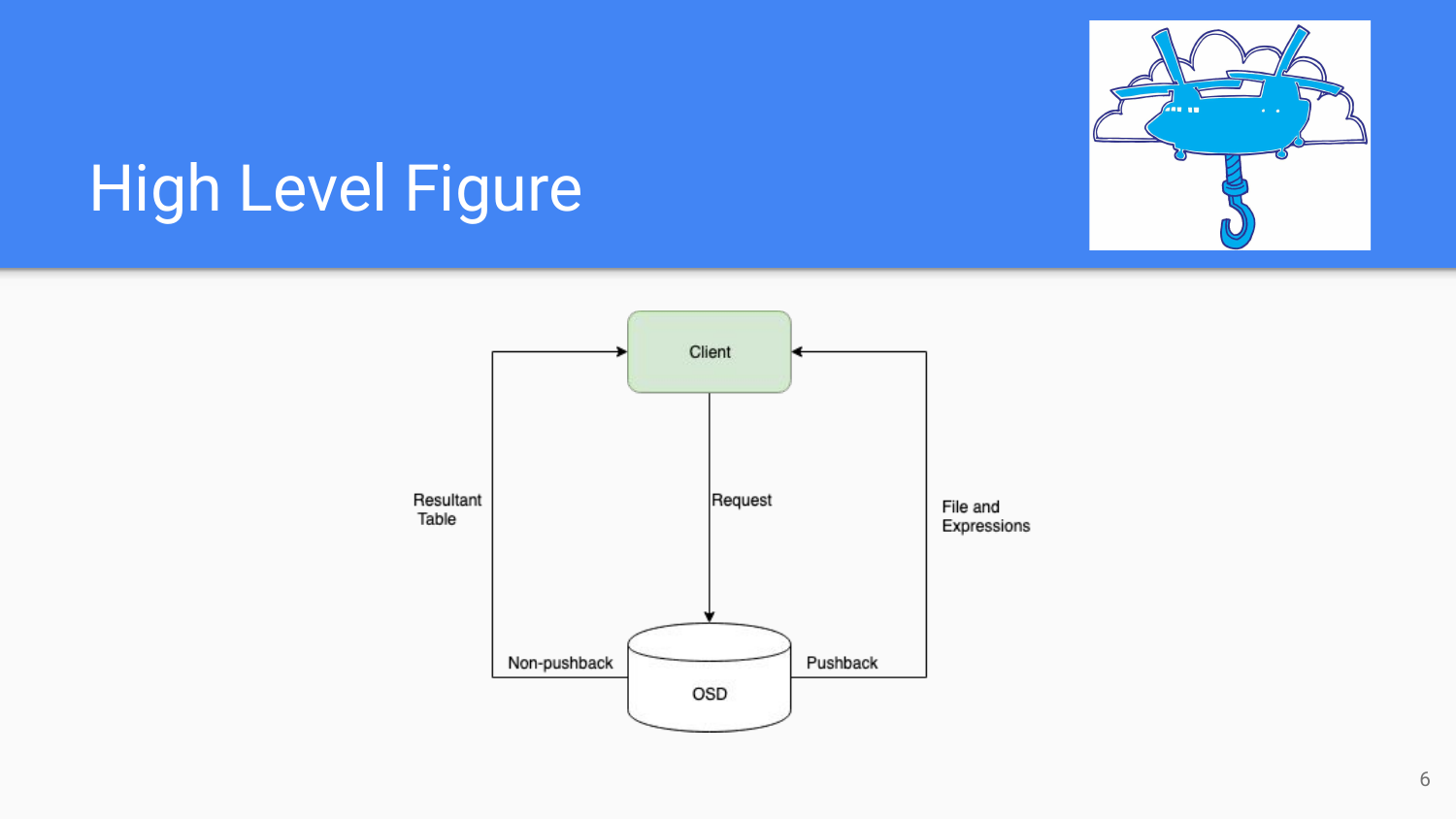# High Level Figure

Client

Request

OSD

Resultant Table

Non-pushback

Pushback

File and Expressions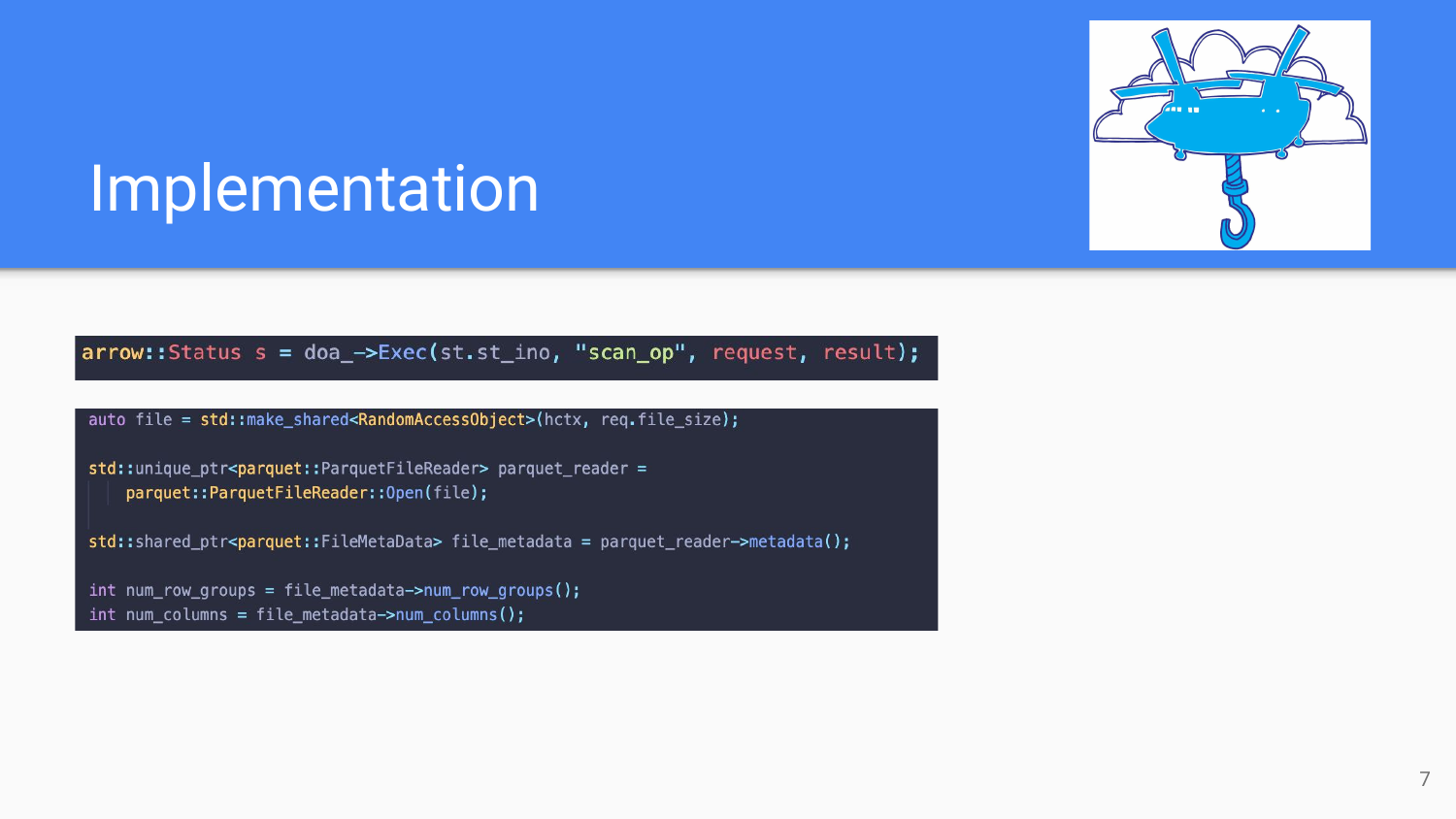# Implementation

```
arrow::Status s = doa_->Exec(st.st_ino, "scan_op", request, result);
```

```
auto file = std::make_shared<RandomAccessObject>(hctx, req.file_size);

std::unique_ptr<parquet::ParquetFileReader> parquet_reader =
    parquet::ParquetFileReader::Open(file);

std::shared_ptr<parquet::FileMetaData> file_metadata = parquet_reader->metadata();

int num_row_groups = file_metadata->num_row_groups();
int num_columns = file_metadata->num_columns();
```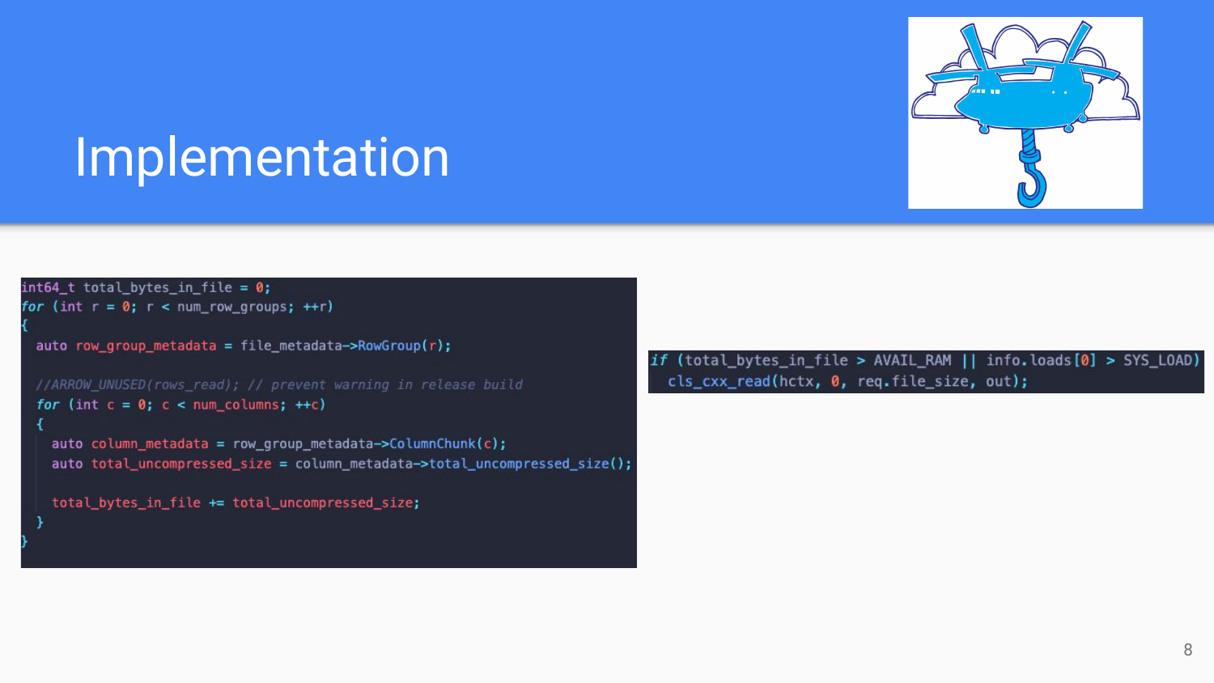# Implementation

```cpp
int64_t total_bytes_in_file = 0;
for (int r = 0; r < num_row_groups; ++r)
{
  auto row_group_metadata = file_metadata->RowGroup(r);

  //ARROW_UNUSED(rows_read); // prevent warning in release build
  for (int c = 0; c < num_columns; ++c)
  {
    auto column_metadata = row_group_metadata->ColumnChunk(c);
    auto total_uncompressed_size = column_metadata->total_uncompressed_size();

    total_bytes_in_file += total_uncompressed_size;
  }
}
```

```cpp
if (total_bytes_in_file > AVAIL_RAM || info.loads[0] > SYS_LOAD)
  cls_cxx_read(hctx, 0, req.file_size, out);
```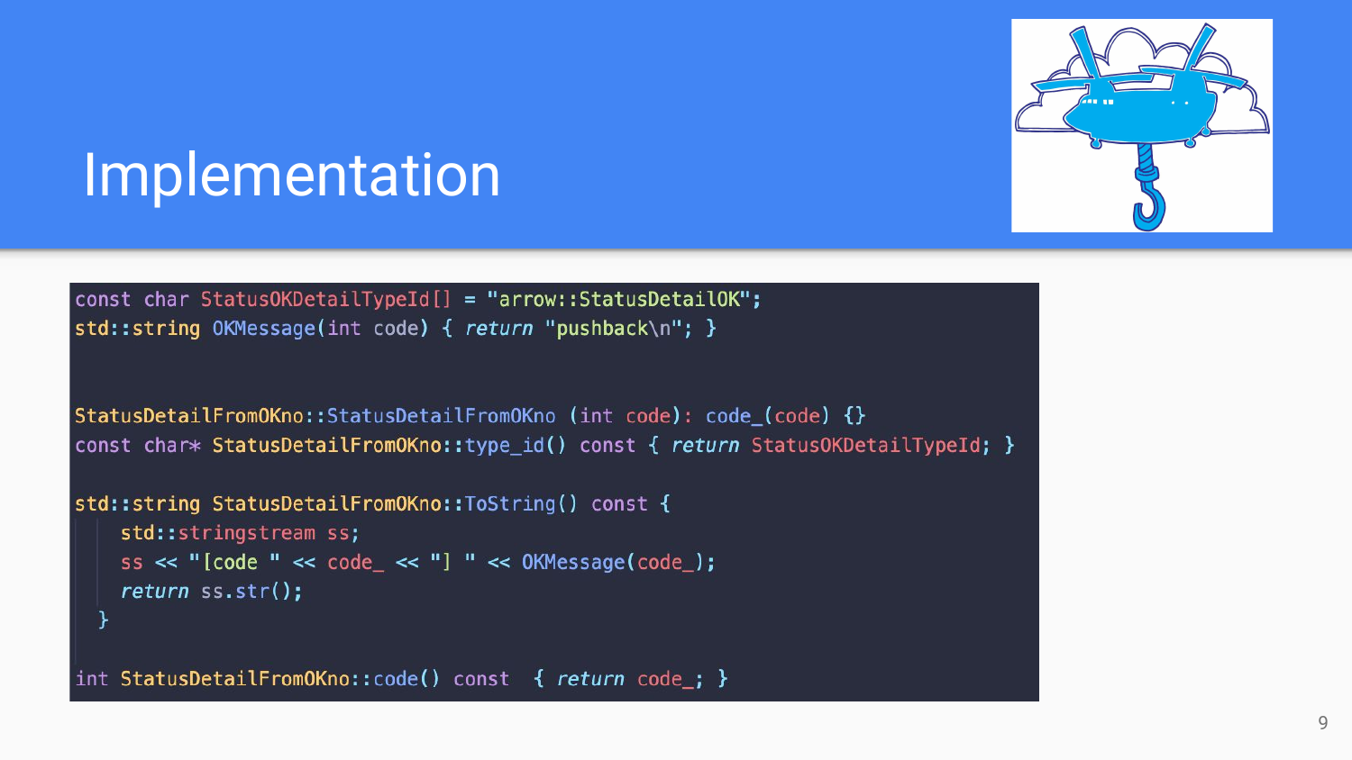# Implementation

```
const char StatusOKDetailTypeId[] = "arrow::StatusDetailOK";
std::string OKMessage(int code) { return "pushback\n"; }


StatusDetailFromOKno::StatusDetailFromOKno (int code): code_(code) {}
const char* StatusDetailFromOKno::type_id() const { return StatusOKDetailTypeId; }

std::string StatusDetailFromOKno::ToString() const {
    std::stringstream ss;
    ss << "[code " << code_ << "] " << OKMessage(code_);
    return ss.str();
  }

int StatusDetailFromOKno::code() const  { return code_; }
```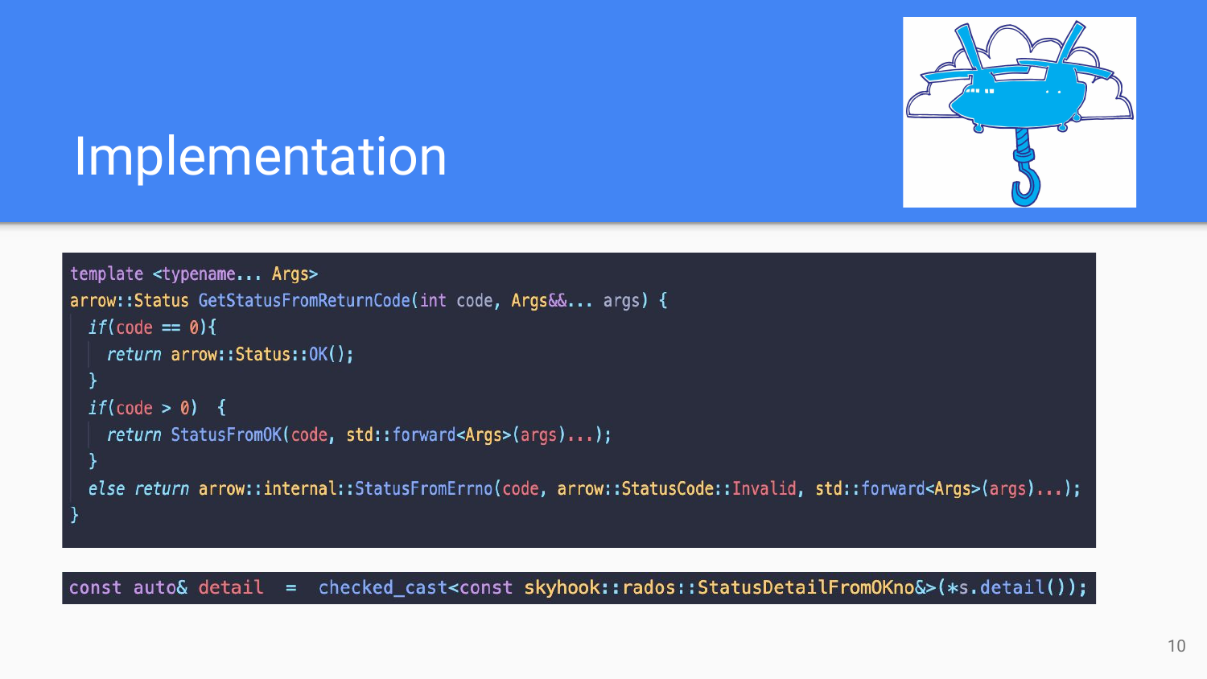# Implementation

```cpp
template <typename... Args>
arrow::Status GetStatusFromReturnCode(int code, Args&&... args) {
  if(code == 0){
    return arrow::Status::OK();
  }
  if(code > 0)  {
    return StatusFromOK(code, std::forward<Args>(args)...);
  }
  else return arrow::internal::StatusFromErrno(code, arrow::StatusCode::Invalid, std::forward<Args>(args)...);
}
```

```cpp
const auto& detail  =  checked_cast<const skyhook::rados::StatusDetailFromOKno&>(*s.detail());
```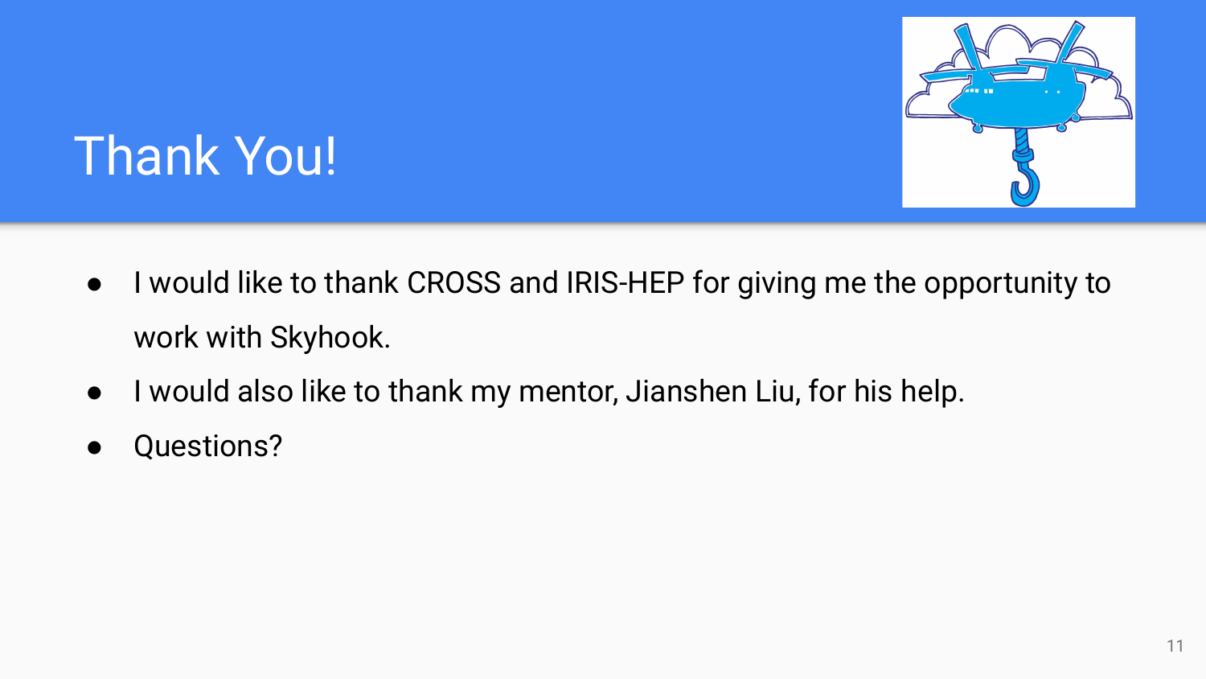# Thank You!

- I would like to thank CROSS and IRIS-HEP for giving me the opportunity to work with Skyhook.
- I would also like to thank my mentor, Jianshen Liu, for his help.
- Questions?